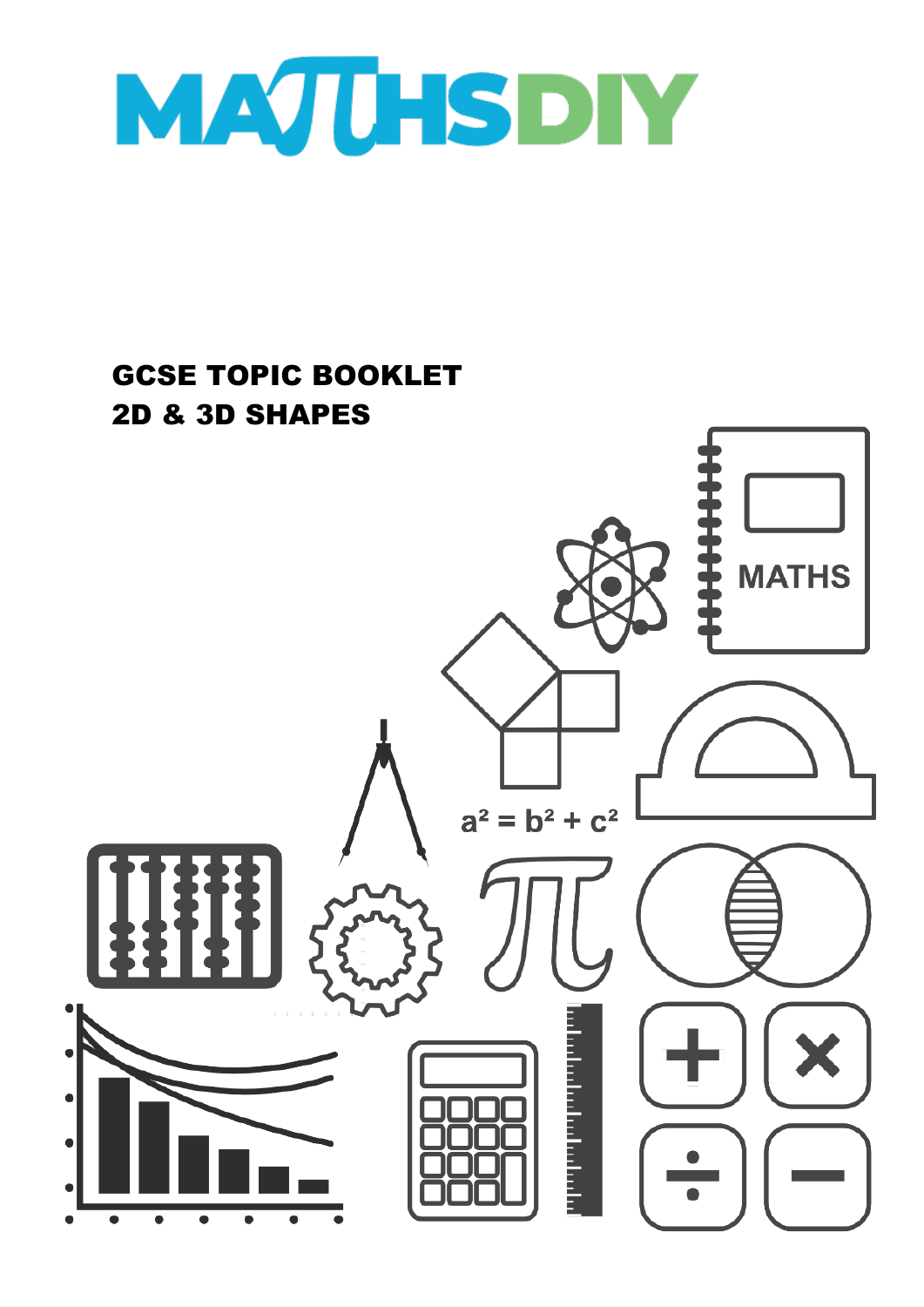# MATHSDIY

## GCSE TOPIC BOOKLET
## 2D & 3D SHAPES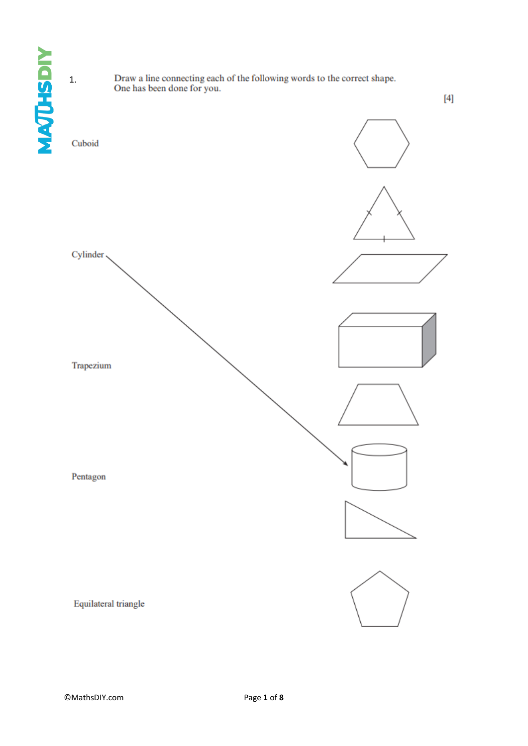1. Draw a line connecting each of the following words to the correct shape.
One has been done for you.

[4]

Cuboid

Cylinder

Trapezium

Pentagon

Equilateral triangle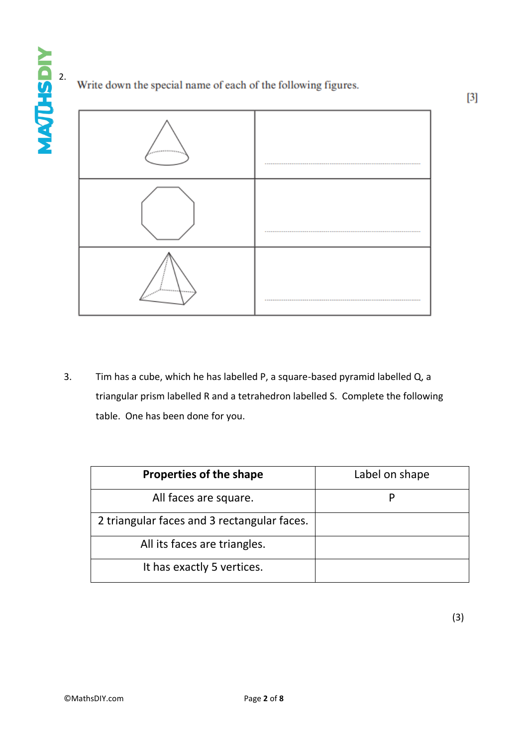2. Write down the special name of each of the following figures. [3]

| | |
|---|---|
| | ..................................................... |
| | ..................................................... |
| | ..................................................... |

3. Tim has a cube, which he has labelled P, a square-based pyramid labelled Q, a triangular prism labelled R and a tetrahedron labelled S. Complete the following table. One has been done for you.

| **Properties of the shape** | Label on shape |
|---|---|
| All faces are square. | P |
| 2 triangular faces and 3 rectangular faces. | |
| All its faces are triangles. | |
| It has exactly 5 vertices. | |

(3)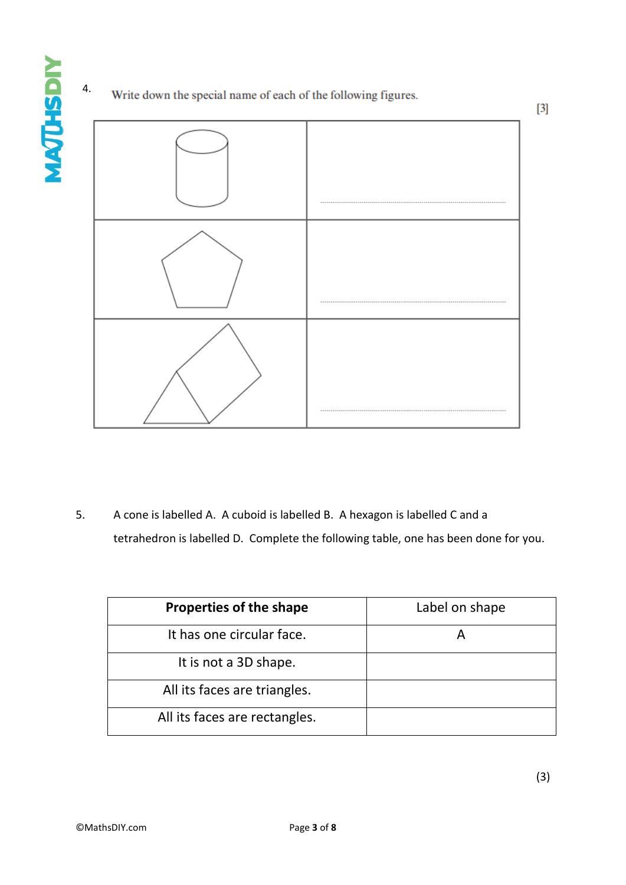4. Write down the special name of each of the following figures. [3]

| | |
|---|---|
| | ............................................ |
| | ............................................ |
| | ............................................ |

5. A cone is labelled A. A cuboid is labelled B. A hexagon is labelled C and a tetrahedron is labelled D. Complete the following table, one has been done for you.

| **Properties of the shape** | Label on shape |
|---|---|
| It has one circular face. | A |
| It is not a 3D shape. | |
| All its faces are triangles. | |
| All its faces are rectangles. | |

(3)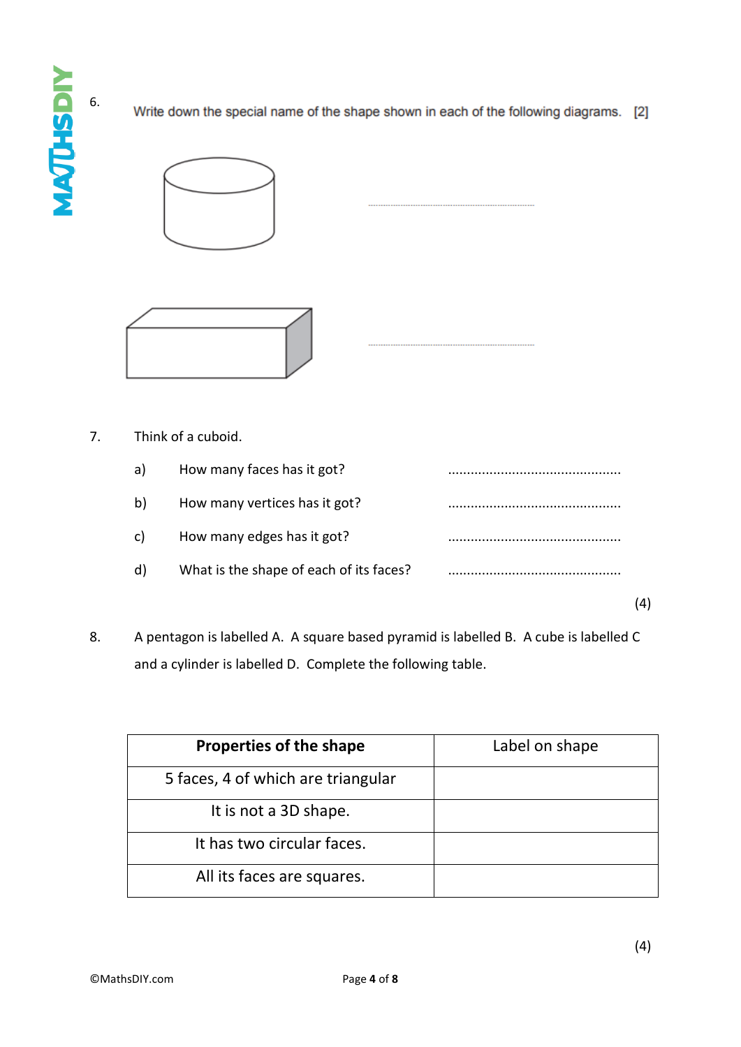6. Write down the special name of the shape shown in each of the following diagrams. [2]

..............................................

..............................................

7. Think of a cuboid.

a) How many faces has it got? ..............................................

b) How many vertices has it got? ..............................................

c) How many edges has it got? ..............................................

d) What is the shape of each of its faces? ..............................................

(4)

8. A pentagon is labelled A. A square based pyramid is labelled B. A cube is labelled C and a cylinder is labelled D. Complete the following table.

| **Properties of the shape** | Label on shape |
|---|---|
| 5 faces, 4 of which are triangular | |
| It is not a 3D shape. | |
| It has two circular faces. | |
| All its faces are squares. | |

(4)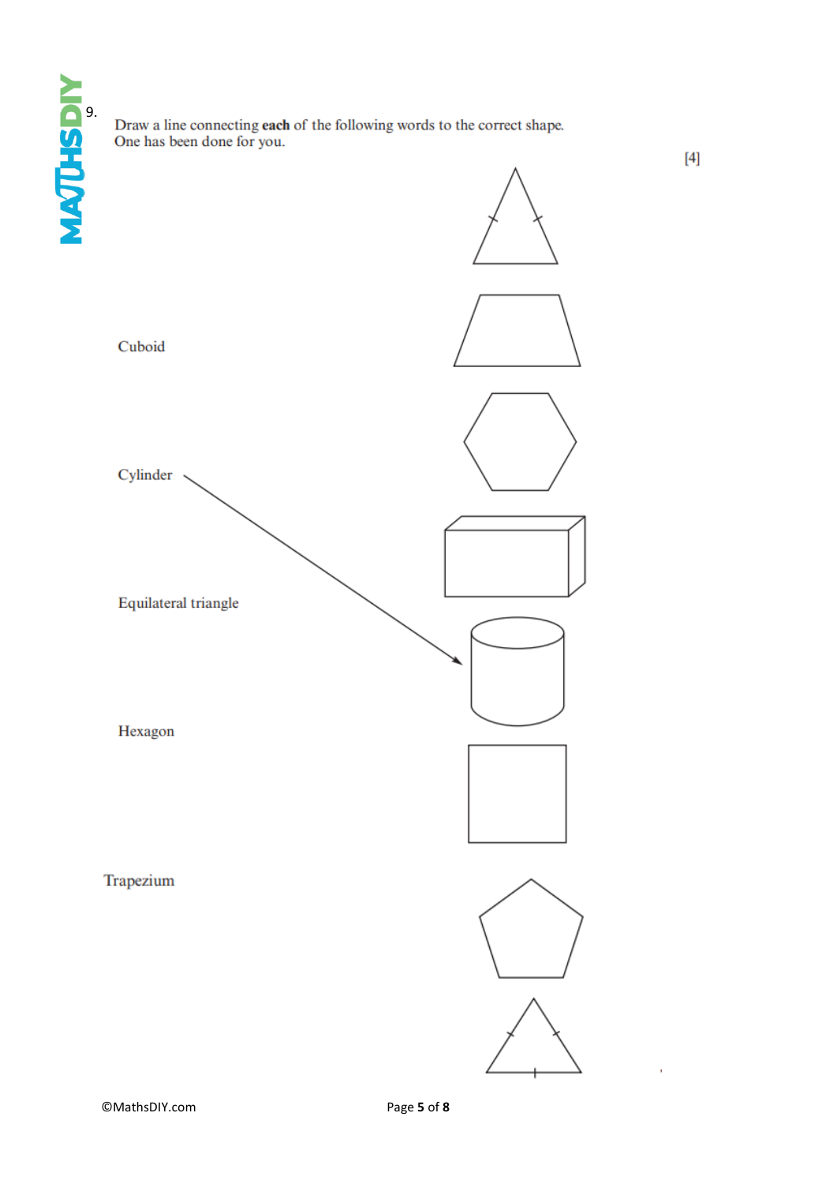9. Draw a line connecting **each** of the following words to the correct shape.
One has been done for you.

[4]

Cuboid

Cylinder

Equilateral triangle

Hexagon

Trapezium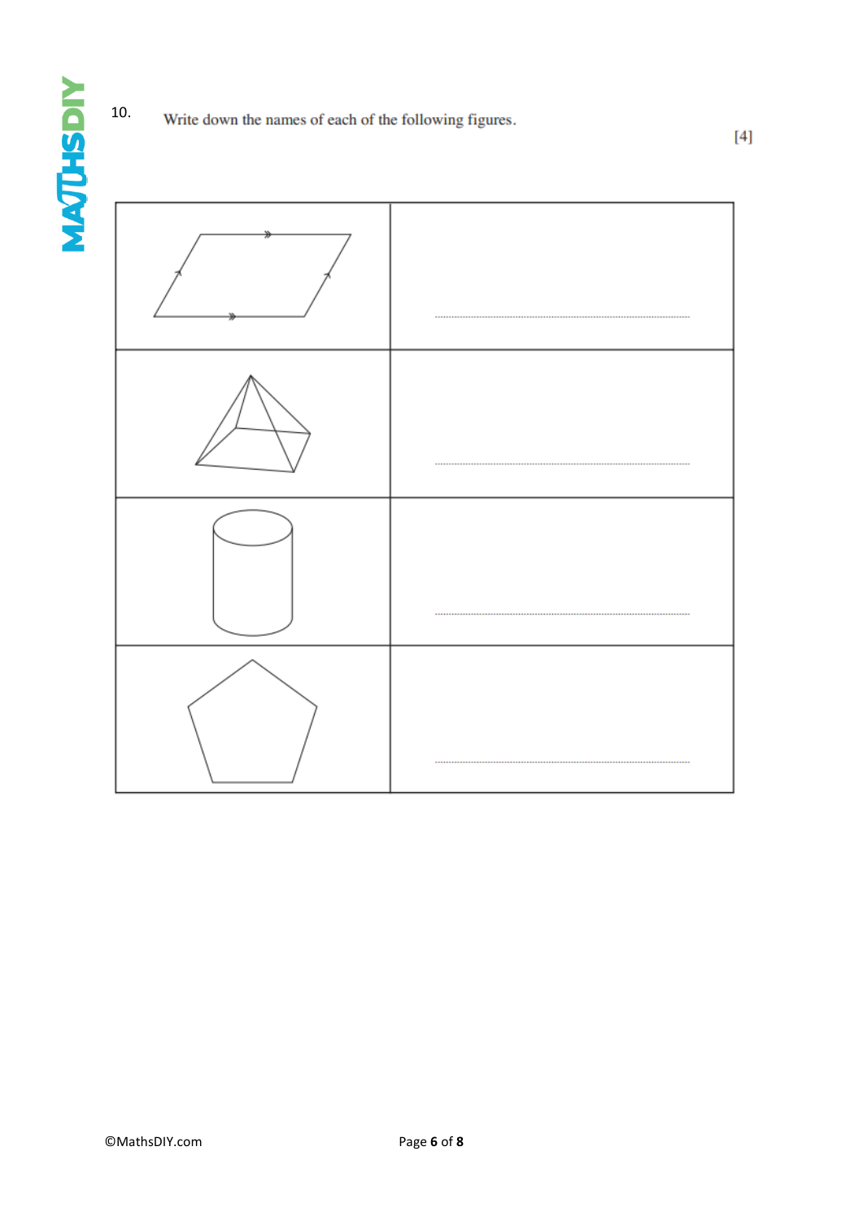10. Write down the names of each of the following figures. [4]

| | |
|---|---|
| | ................................................ |
| | ................................................ |
| | ................................................ |
| | ................................................ |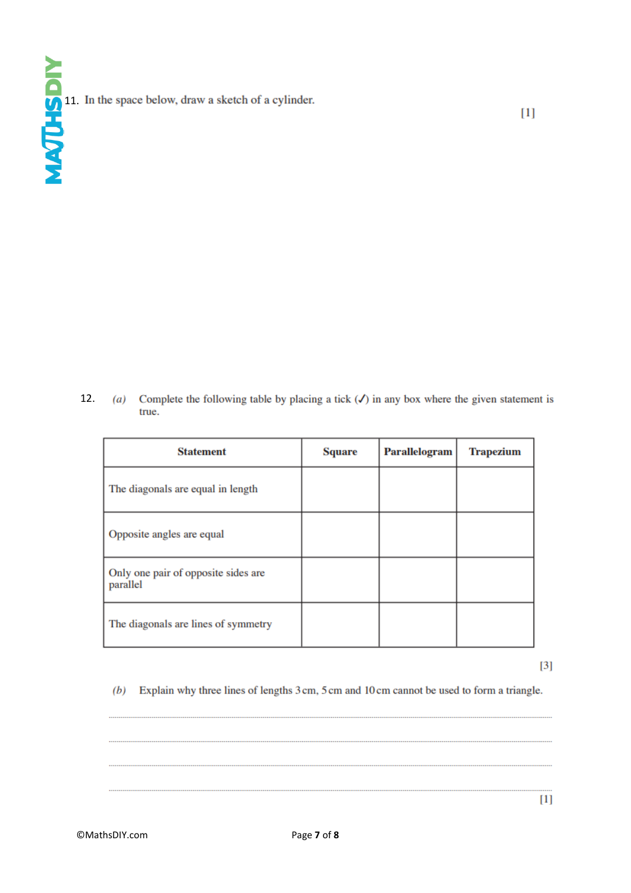11. In the space below, draw a sketch of a cylinder.

[1]

12. *(a)* Complete the following table by placing a tick (✓) in any box where the given statement is true.

| Statement | Square | Parallelogram | Trapezium |
| --- | --- | --- | --- |
| The diagonals are equal in length | | | |
| Opposite angles are equal | | | |
| Only one pair of opposite sides are parallel | | | |
| The diagonals are lines of symmetry | | | |

[3]

*(b)* Explain why three lines of lengths 3 cm, 5 cm and 10 cm cannot be used to form a triangle.

..................................................................................................................................

..................................................................................................................................

..................................................................................................................................

..................................................................................................................................

[1]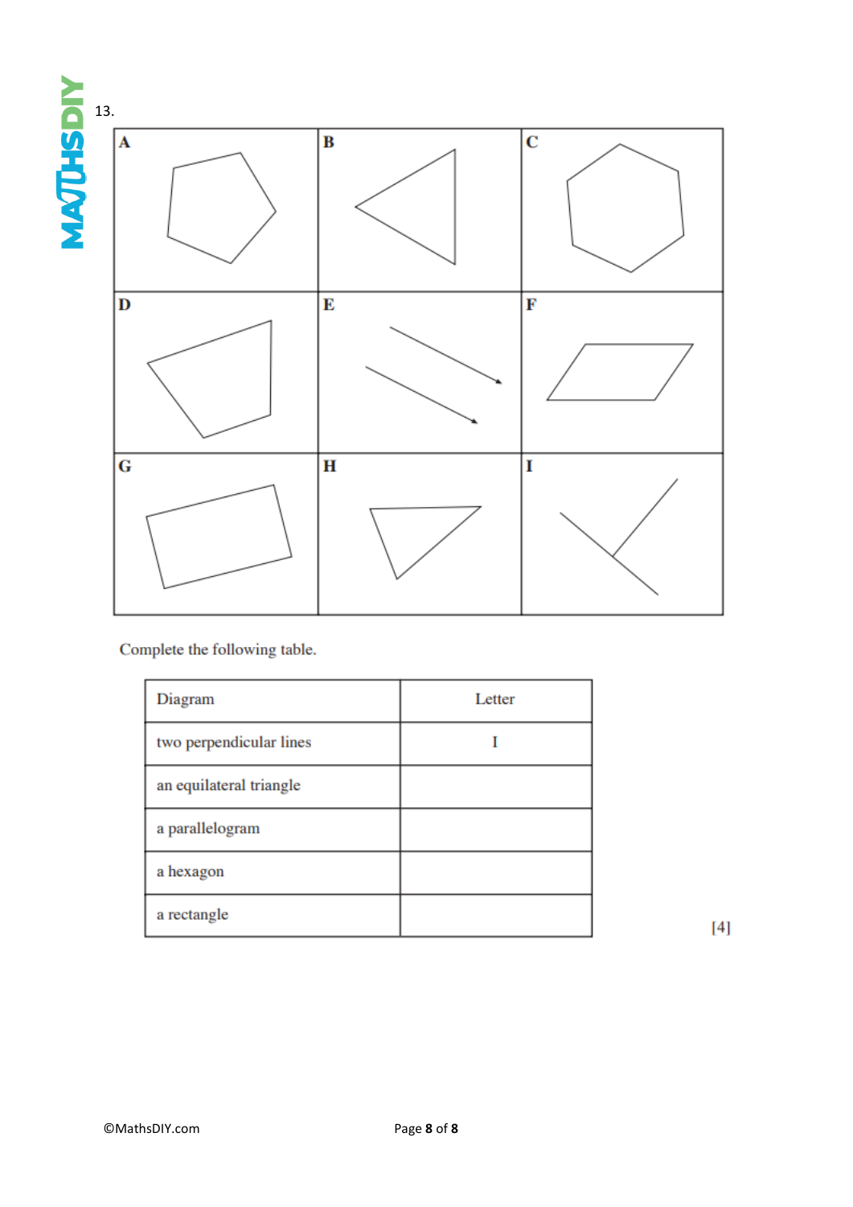13.

| A | B | C |
|---|---|---|
| D | E | F |
| G | H | I |

Complete the following table.

| Diagram | Letter |
|---|---|
| two perpendicular lines | I |
| an equilateral triangle | |
| a parallelogram | |
| a hexagon | |
| a rectangle | |

[4]